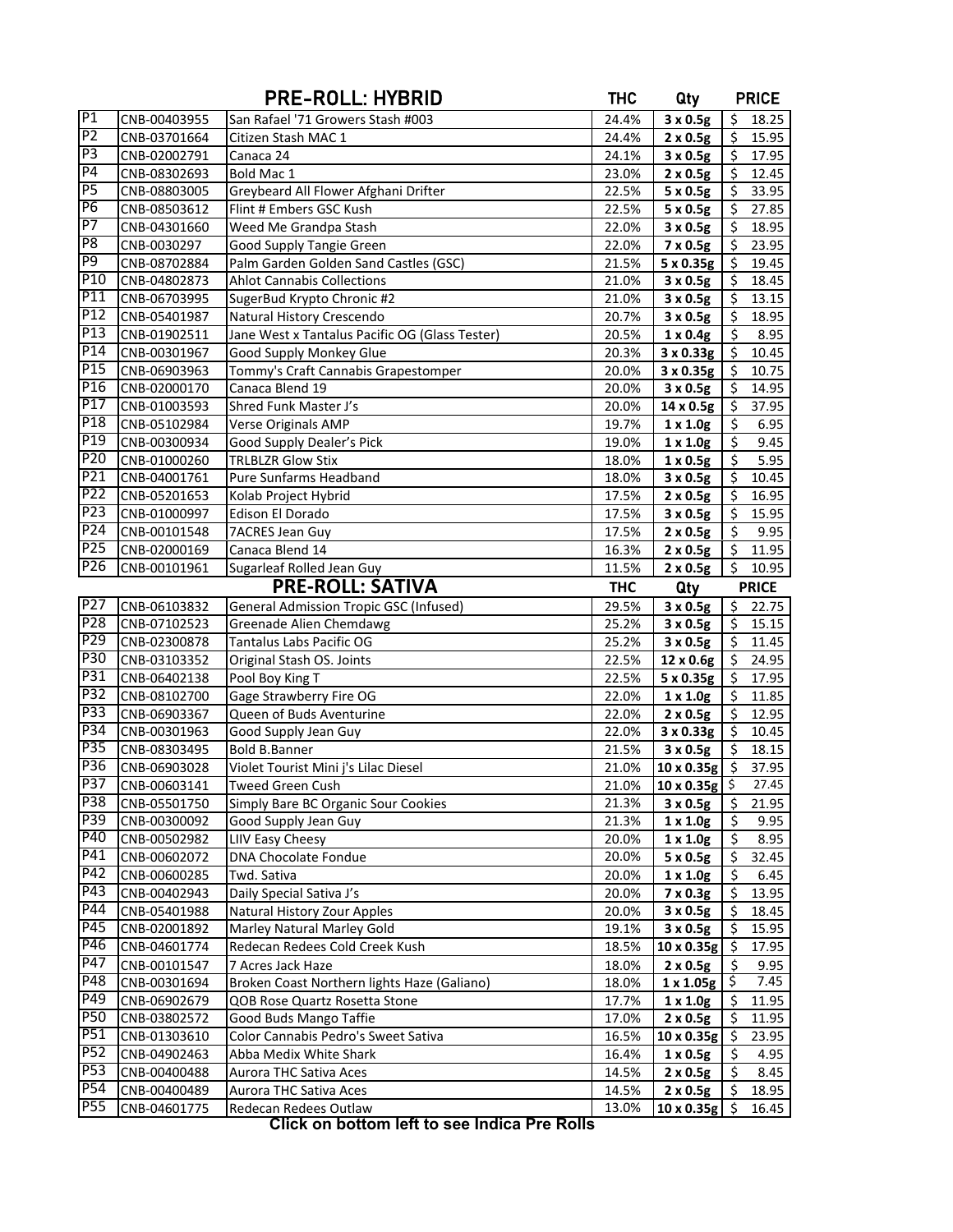| | | PRE-ROLL: HYBRID | THC | Qty | PRICE |
|---|---|---|---|---|---|
| P1 | CNB-00403955 | San Rafael '71 Growers Stash #003 | 24.4% | 3 x 0.5g | $ 18.25 |
| P2 | CNB-03701664 | Citizen Stash MAC 1 | 24.4% | 2 x 0.5g | $ 15.95 |
| P3 | CNB-02002791 | Canaca 24 | 24.1% | 3 x 0.5g | $ 17.95 |
| P4 | CNB-08302693 | Bold Mac 1 | 23.0% | 2 x 0.5g | $ 12.45 |
| P5 | CNB-08803005 | Greybeard All Flower Afghani Drifter | 22.5% | 5 x 0.5g | $ 33.95 |
| P6 | CNB-08503612 | Flint # Embers GSC Kush | 22.5% | 5 x 0.5g | $ 27.85 |
| P7 | CNB-04301660 | Weed Me Grandpa Stash | 22.0% | 3 x 0.5g | $ 18.95 |
| P8 | CNB-0030297 | Good Supply Tangie Green | 22.0% | 7 x 0.5g | $ 23.95 |
| P9 | CNB-08702884 | Palm Garden Golden Sand Castles (GSC) | 21.5% | 5 x 0.35g | $ 19.45 |
| P10 | CNB-04802873 | Ahlot Cannabis Collections | 21.0% | 3 x 0.5g | $ 18.45 |
| P11 | CNB-06703995 | SugerBud Krypto Chronic #2 | 21.0% | 3 x 0.5g | $ 13.15 |
| P12 | CNB-05401987 | Natural History Crescendo | 20.7% | 3 x 0.5g | $ 18.95 |
| P13 | CNB-01902511 | Jane West x Tantalus Pacific OG (Glass Tester) | 20.5% | 1 x 0.4g | $ 8.95 |
| P14 | CNB-00301967 | Good Supply Monkey Glue | 20.3% | 3 x 0.33g | $ 10.45 |
| P15 | CNB-06903963 | Tommy's Craft Cannabis Grapestomper | 20.0% | 3 x 0.35g | $ 10.75 |
| P16 | CNB-02000170 | Canaca Blend 19 | 20.0% | 3 x 0.5g | $ 14.95 |
| P17 | CNB-01003593 | Shred Funk Master J's | 20.0% | 14 x 0.5g | $ 37.95 |
| P18 | CNB-05102984 | Verse Originals AMP | 19.7% | 1 x 1.0g | $ 6.95 |
| P19 | CNB-00300934 | Good Supply Dealer's Pick | 19.0% | 1 x 1.0g | $ 9.45 |
| P20 | CNB-01000260 | TRLBLZR Glow Stix | 18.0% | 1 x 0.5g | $ 5.95 |
| P21 | CNB-04001761 | Pure Sunfarms Headband | 18.0% | 3 x 0.5g | $ 10.45 |
| P22 | CNB-05201653 | Kolab Project Hybrid | 17.5% | 2 x 0.5g | $ 16.95 |
| P23 | CNB-01000997 | Edison El Dorado | 17.5% | 3 x 0.5g | $ 15.95 |
| P24 | CNB-00101548 | 7ACRES Jean Guy | 17.5% | 2 x 0.5g | $ 9.95 |
| P25 | CNB-02000169 | Canaca Blend 14 | 16.3% | 2 x 0.5g | $ 11.95 |
| P26 | CNB-00101961 | Sugarleaf Rolled Jean Guy | 11.5% | 2 x 0.5g | $ 10.95 |
| | | **PRE-ROLL: SATIVA** | **THC** | **Qty** | **PRICE** |
| P27 | CNB-06103832 | General Admission Tropic GSC (Infused) | 29.5% | 3 x 0.5g | $ 22.75 |
| P28 | CNB-07102523 | Greenade Alien Chemdawg | 25.2% | 3 x 0.5g | $ 15.15 |
| P29 | CNB-02300878 | Tantalus Labs Pacific OG | 25.2% | 3 x 0.5g | $ 11.45 |
| P30 | CNB-03103352 | Original Stash OS. Joints | 22.5% | 12 x 0.6g | $ 24.95 |
| P31 | CNB-06402138 | Pool Boy King T | 22.5% | 5 x 0.35g | $ 17.95 |
| P32 | CNB-08102700 | Gage Strawberry Fire OG | 22.0% | 1 x 1.0g | $ 11.85 |
| P33 | CNB-06903367 | Queen of Buds Aventurine | 22.0% | 2 x 0.5g | $ 12.95 |
| P34 | CNB-00301963 | Good Supply Jean Guy | 22.0% | 3 x 0.33g | $ 10.45 |
| P35 | CNB-08303495 | Bold B.Banner | 21.5% | 3 x 0.5g | $ 18.15 |
| P36 | CNB-06903028 | Violet Tourist Mini j's Lilac Diesel | 21.0% | 10 x 0.35g | $ 37.95 |
| P37 | CNB-00603141 | Tweed Green Cush | 21.0% | 10 x 0.35g | $ 27.45 |
| P38 | CNB-05501750 | Simply Bare BC Organic Sour Cookies | 21.3% | 3 x 0.5g | $ 21.95 |
| P39 | CNB-00300092 | Good Supply Jean Guy | 21.3% | 1 x 1.0g | $ 9.95 |
| P40 | CNB-00502982 | LIIV Easy Cheesy | 20.0% | 1 x 1.0g | $ 8.95 |
| P41 | CNB-00602072 | DNA Chocolate Fondue | 20.0% | 5 x 0.5g | $ 32.45 |
| P42 | CNB-00600285 | Twd. Sativa | 20.0% | 1 x 1.0g | $ 6.45 |
| P43 | CNB-00402943 | Daily Special Sativa J's | 20.0% | 7 x 0.3g | $ 13.95 |
| P44 | CNB-05401988 | Natural History Zour Apples | 20.0% | 3 x 0.5g | $ 18.45 |
| P45 | CNB-02001892 | Marley Natural Marley Gold | 19.1% | 3 x 0.5g | $ 15.95 |
| P46 | CNB-04601774 | Redecan Redees Cold Creek Kush | 18.5% | 10 x 0.35g | $ 17.95 |
| P47 | CNB-00101547 | 7 Acres Jack Haze | 18.0% | 2 x 0.5g | $ 9.95 |
| P48 | CNB-00301694 | Broken Coast Northern lights Haze (Galiano) | 18.0% | 1 x 1.05g | $ 7.45 |
| P49 | CNB-06902679 | QOB Rose Quartz Rosetta Stone | 17.7% | 1 x 1.0g | $ 11.95 |
| P50 | CNB-03802572 | Good Buds Mango Taffie | 17.0% | 2 x 0.5g | $ 11.95 |
| P51 | CNB-01303610 | Color Cannabis Pedro's Sweet Sativa | 16.5% | 10 x 0.35g | $ 23.95 |
| P52 | CNB-04902463 | Abba Medix White Shark | 16.4% | 1 x 0.5g | $ 4.95 |
| P53 | CNB-00400488 | Aurora THC Sativa Aces | 14.5% | 2 x 0.5g | $ 8.45 |
| P54 | CNB-00400489 | Aurora THC Sativa Aces | 14.5% | 2 x 0.5g | $ 18.95 |
| P55 | CNB-04601775 | Redecan Redees Outlaw | 13.0% | 10 x 0.35g | $ 16.45 |

**Click on bottom left to see Indica Pre Rolls**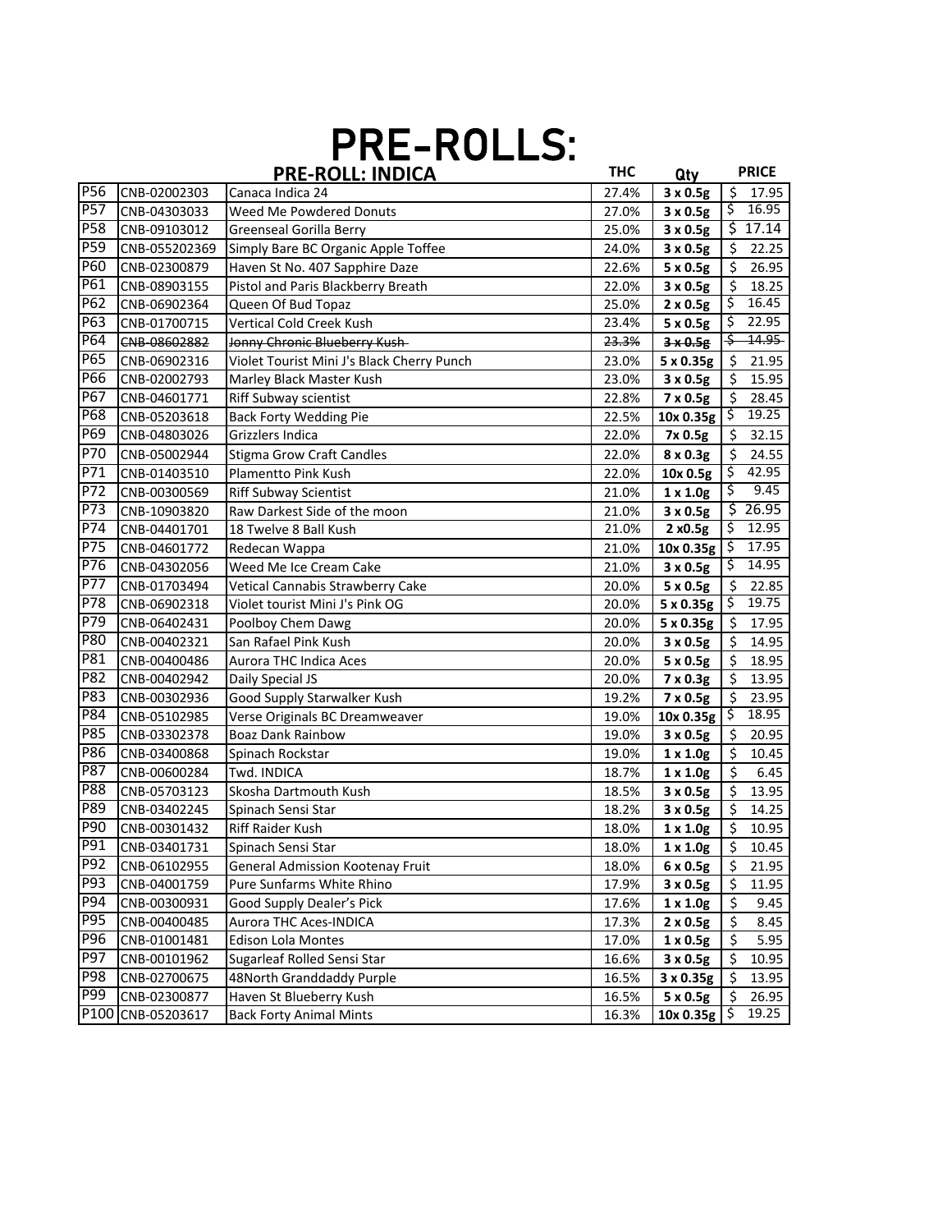# PRE-ROLLS:

| | | PRE-ROLL: INDICA | THC | Qty | PRICE |
|---|---|---|---|---|---|
| P56 | CNB-02002303 | Canaca Indica 24 | 27.4% | 3 x 0.5g | $ 17.95 |
| P57 | CNB-04303033 | Weed Me Powdered Donuts | 27.0% | 3 x 0.5g | $ 16.95 |
| P58 | CNB-09103012 | Greenseal Gorilla Berry | 25.0% | 3 x 0.5g | $ 17.14 |
| P59 | CNB-055202369 | Simply Bare BC Organic Apple Toffee | 24.0% | 3 x 0.5g | $ 22.25 |
| P60 | CNB-02300879 | Haven St No. 407 Sapphire Daze | 22.6% | 5 x 0.5g | $ 26.95 |
| P61 | CNB-08903155 | Pistol and Paris Blackberry Breath | 22.0% | 3 x 0.5g | $ 18.25 |
| P62 | CNB-06902364 | Queen Of Bud Topaz | 25.0% | 2 x 0.5g | $ 16.45 |
| P63 | CNB-01700715 | Vertical Cold Creek Kush | 23.4% | 5 x 0.5g | $ 22.95 |
| P64 | ~~CNB-08602882~~ | ~~Jonny Chronic Blueberry Kush~~ | ~~23.3%~~ | ~~3 x 0.5g~~ | ~~$ 14.95~~ |
| P65 | CNB-06902316 | Violet Tourist Mini J's Black Cherry Punch | 23.0% | 5 x 0.35g | $ 21.95 |
| P66 | CNB-02002793 | Marley Black Master Kush | 23.0% | 3 x 0.5g | $ 15.95 |
| P67 | CNB-04601771 | Riff Subway scientist | 22.8% | 7 x 0.5g | $ 28.45 |
| P68 | CNB-05203618 | Back Forty Wedding Pie | 22.5% | 10x 0.35g | $ 19.25 |
| P69 | CNB-04803026 | Grizzlers Indica | 22.0% | 7x 0.5g | $ 32.15 |
| P70 | CNB-05002944 | Stigma Grow Craft Candles | 22.0% | 8 x 0.3g | $ 24.55 |
| P71 | CNB-01403510 | Plamentto Pink Kush | 22.0% | 10x 0.5g | $ 42.95 |
| P72 | CNB-00300569 | Riff Subway Scientist | 21.0% | 1 x 1.0g | $ 9.45 |
| P73 | CNB-10903820 | Raw Darkest Side of the moon | 21.0% | 3 x 0.5g | $ 26.95 |
| P74 | CNB-04401701 | 18 Twelve 8 Ball Kush | 21.0% | 2 x0.5g | $ 12.95 |
| P75 | CNB-04601772 | Redecan Wappa | 21.0% | 10x 0.35g | $ 17.95 |
| P76 | CNB-04302056 | Weed Me Ice Cream Cake | 21.0% | 3 x 0.5g | $ 14.95 |
| P77 | CNB-01703494 | Vetical Cannabis Strawberry Cake | 20.0% | 5 x 0.5g | $ 22.85 |
| P78 | CNB-06902318 | Violet tourist Mini J's Pink OG | 20.0% | 5 x 0.35g | $ 19.75 |
| P79 | CNB-06402431 | Poolboy Chem Dawg | 20.0% | 5 x 0.35g | $ 17.95 |
| P80 | CNB-00402321 | San Rafael Pink Kush | 20.0% | 3 x 0.5g | $ 14.95 |
| P81 | CNB-00400486 | Aurora THC Indica Aces | 20.0% | 5 x 0.5g | $ 18.95 |
| P82 | CNB-00402942 | Daily Special JS | 20.0% | 7 x 0.3g | $ 13.95 |
| P83 | CNB-00302936 | Good Supply Starwalker Kush | 19.2% | 7 x 0.5g | $ 23.95 |
| P84 | CNB-05102985 | Verse Originals BC Dreamweaver | 19.0% | 10x 0.35g | $ 18.95 |
| P85 | CNB-03302378 | Boaz Dank Rainbow | 19.0% | 3 x 0.5g | $ 20.95 |
| P86 | CNB-03400868 | Spinach Rockstar | 19.0% | 1 x 1.0g | $ 10.45 |
| P87 | CNB-00600284 | Twd. INDICA | 18.7% | 1 x 1.0g | $ 6.45 |
| P88 | CNB-05703123 | Skosha Dartmouth Kush | 18.5% | 3 x 0.5g | $ 13.95 |
| P89 | CNB-03402245 | Spinach Sensi Star | 18.2% | 3 x 0.5g | $ 14.25 |
| P90 | CNB-00301432 | Riff Raider Kush | 18.0% | 1 x 1.0g | $ 10.95 |
| P91 | CNB-03401731 | Spinach Sensi Star | 18.0% | 1 x 1.0g | $ 10.45 |
| P92 | CNB-06102955 | General Admission Kootenay Fruit | 18.0% | 6 x 0.5g | $ 21.95 |
| P93 | CNB-04001759 | Pure Sunfarms White Rhino | 17.9% | 3 x 0.5g | $ 11.95 |
| P94 | CNB-00300931 | Good Supply Dealer's Pick | 17.6% | 1 x 1.0g | $ 9.45 |
| P95 | CNB-00400485 | Aurora THC Aces-INDICA | 17.3% | 2 x 0.5g | $ 8.45 |
| P96 | CNB-01001481 | Edison Lola Montes | 17.0% | 1 x 0.5g | $ 5.95 |
| P97 | CNB-00101962 | Sugarleaf Rolled Sensi Star | 16.6% | 3 x 0.5g | $ 10.95 |
| P98 | CNB-02700675 | 48North Granddaddy Purple | 16.5% | 3 x 0.35g | $ 13.95 |
| P99 | CNB-02300877 | Haven St Blueberry Kush | 16.5% | 5 x 0.5g | $ 26.95 |
| P100 | CNB-05203617 | Back Forty Animal Mints | 16.3% | 10x 0.35g | $ 19.25 |